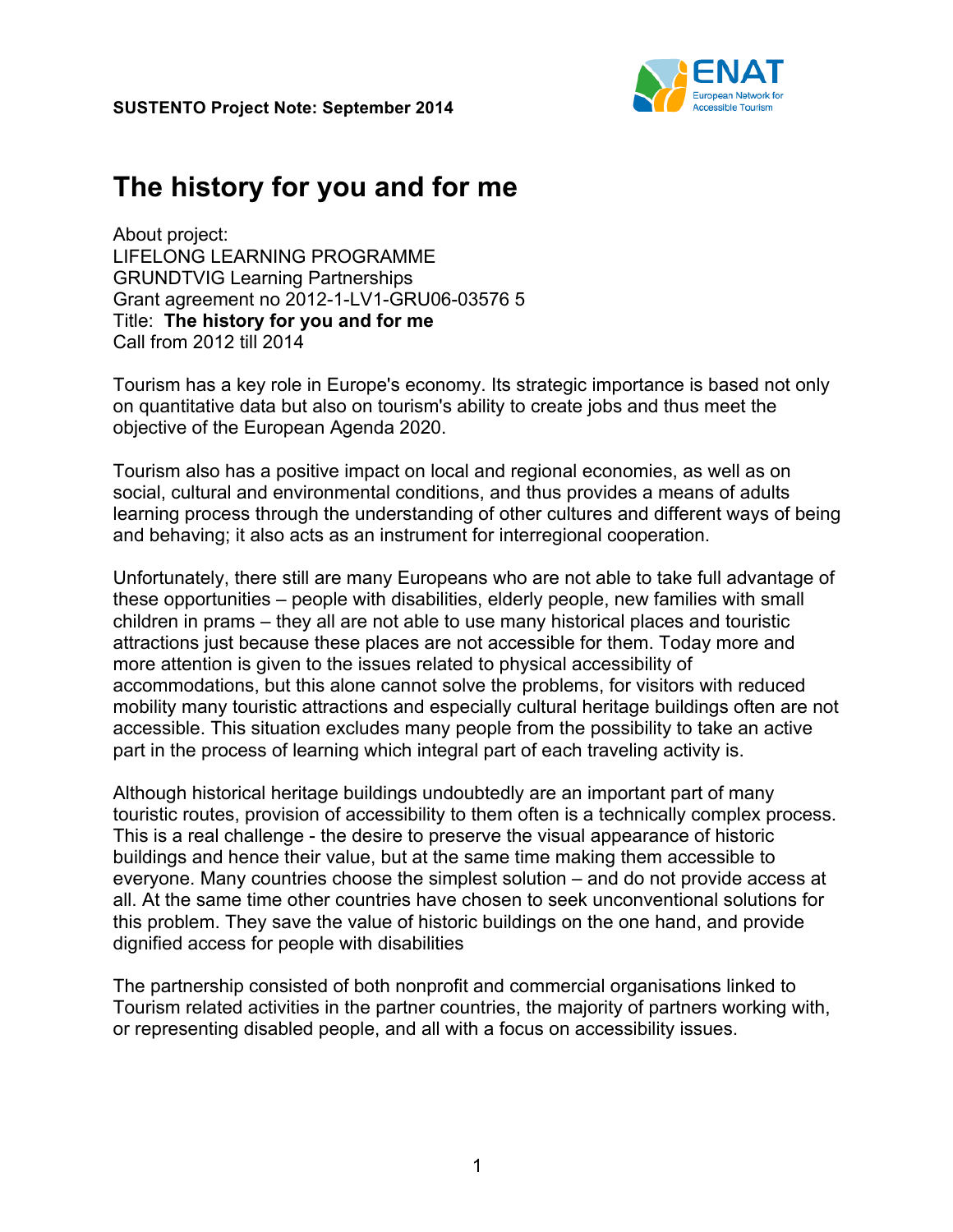**SUSTENTO Project Note: September 2014**

# The history for you and for me

About project:
LIFELONG LEARNING PROGRAMME
GRUNDTVIG Learning Partnerships
Grant agreement no 2012-1-LV1-GRU06-03576 5
Title: **The history for you and for me**
Call from 2012 till 2014

Tourism has a key role in Europe's economy. Its strategic importance is based not only on quantitative data but also on tourism's ability to create jobs and thus meet the objective of the European Agenda 2020.

Tourism also has a positive impact on local and regional economies, as well as on social, cultural and environmental conditions, and thus provides a means of adults learning process through the understanding of other cultures and different ways of being and behaving; it also acts as an instrument for interregional cooperation.

Unfortunately, there still are many Europeans who are not able to take full advantage of these opportunities – people with disabilities, elderly people, new families with small children in prams – they all are not able to use many historical places and touristic attractions just because these places are not accessible for them. Today more and more attention is given to the issues related to physical accessibility of accommodations, but this alone cannot solve the problems, for visitors with reduced mobility many touristic attractions and especially cultural heritage buildings often are not accessible. This situation excludes many people from the possibility to take an active part in the process of learning which integral part of each traveling activity is.

Although historical heritage buildings undoubtedly are an important part of many touristic routes, provision of accessibility to them often is a technically complex process. This is a real challenge - the desire to preserve the visual appearance of historic buildings and hence their value, but at the same time making them accessible to everyone. Many countries choose the simplest solution – and do not provide access at all. At the same time other countries have chosen to seek unconventional solutions for this problem. They save the value of historic buildings on the one hand, and provide dignified access for people with disabilities

The partnership consisted of both nonprofit and commercial organisations linked to Tourism related activities in the partner countries, the majority of partners working with, or representing disabled people, and all with a focus on accessibility issues.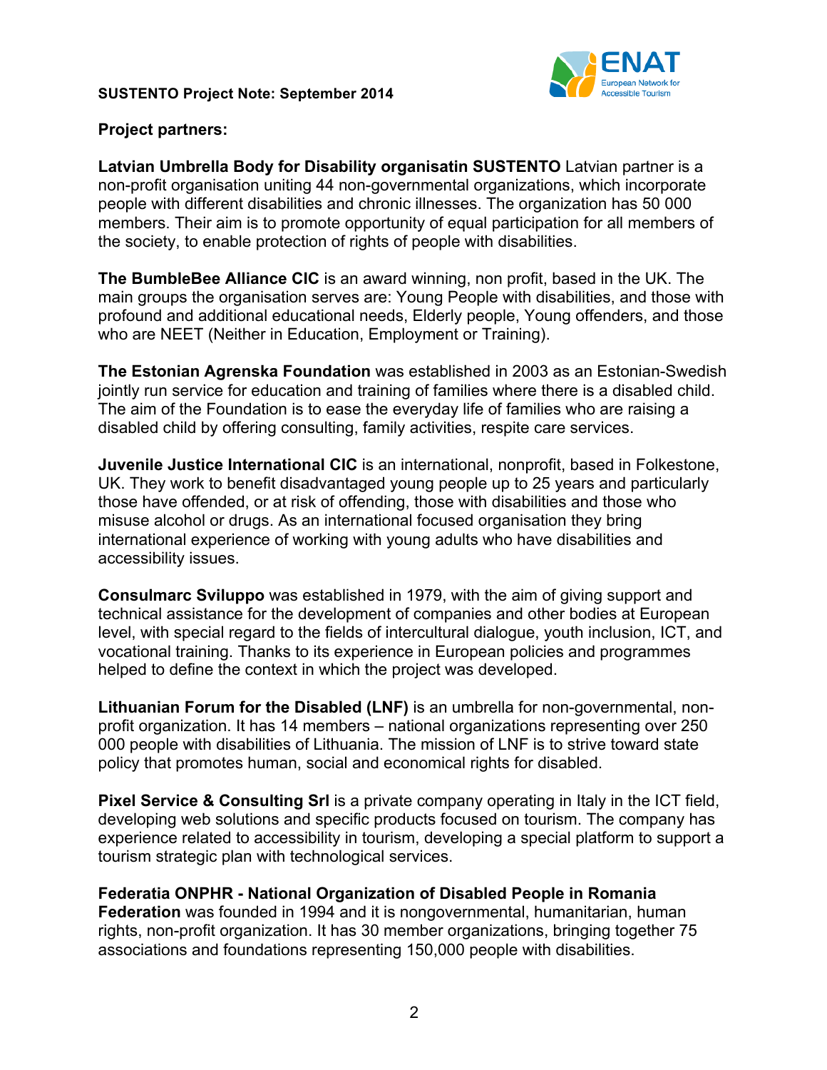**Project partners:**

**Latvian Umbrella Body for Disability organisatin SUSTENTO** Latvian partner is a non-profit organisation uniting 44 non-governmental organizations, which incorporate people with different disabilities and chronic illnesses. The organization has 50 000 members. Their aim is to promote opportunity of equal participation for all members of the society, to enable protection of rights of people with disabilities.

**The BumbleBee Alliance CIC** is an award winning, non profit, based in the UK. The main groups the organisation serves are: Young People with disabilities, and those with profound and additional educational needs, Elderly people, Young offenders, and those who are NEET (Neither in Education, Employment or Training).

**The Estonian Agrenska Foundation** was established in 2003 as an Estonian-Swedish jointly run service for education and training of families where there is a disabled child. The aim of the Foundation is to ease the everyday life of families who are raising a disabled child by offering consulting, family activities, respite care services.

**Juvenile Justice International CIC** is an international, nonprofit, based in Folkestone, UK. They work to benefit disadvantaged young people up to 25 years and particularly those have offended, or at risk of offending, those with disabilities and those who misuse alcohol or drugs. As an international focused organisation they bring international experience of working with young adults who have disabilities and accessibility issues.

**Consulmarc Sviluppo** was established in 1979, with the aim of giving support and technical assistance for the development of companies and other bodies at European level, with special regard to the fields of intercultural dialogue, youth inclusion, ICT, and vocational training. Thanks to its experience in European policies and programmes helped to define the context in which the project was developed.

**Lithuanian Forum for the Disabled (LNF)** is an umbrella for non-governmental, non-profit organization. It has 14 members – national organizations representing over 250 000 people with disabilities of Lithuania. The mission of LNF is to strive toward state policy that promotes human, social and economical rights for disabled.

**Pixel Service & Consulting Srl** is a private company operating in Italy in the ICT field, developing web solutions and specific products focused on tourism. The company has experience related to accessibility in tourism, developing a special platform to support a tourism strategic plan with technological services.

**Federatia ONPHR - National Organization of Disabled People in Romania Federation** was founded in 1994 and it is nongovernmental, humanitarian, human rights, non-profit organization. It has 30 member organizations, bringing together 75 associations and foundations representing 150,000 people with disabilities.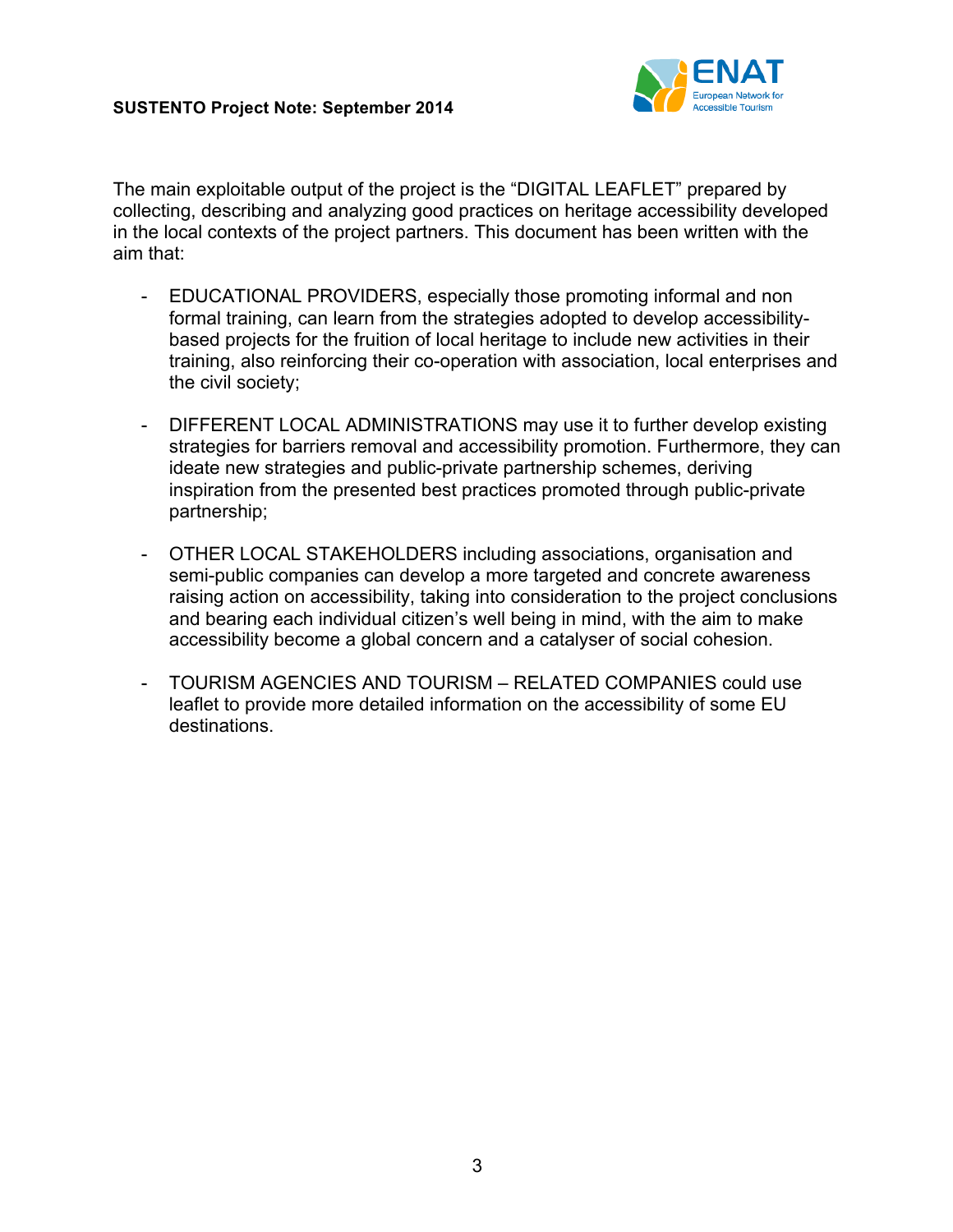The main exploitable output of the project is the "DIGITAL LEAFLET" prepared by collecting, describing and analyzing good practices on heritage accessibility developed in the local contexts of the project partners. This document has been written with the aim that:

- EDUCATIONAL PROVIDERS, especially those promoting informal and non formal training, can learn from the strategies adopted to develop accessibility-based projects for the fruition of local heritage to include new activities in their training, also reinforcing their co-operation with association, local enterprises and the civil society;

- DIFFERENT LOCAL ADMINISTRATIONS may use it to further develop existing strategies for barriers removal and accessibility promotion. Furthermore, they can ideate new strategies and public-private partnership schemes, deriving inspiration from the presented best practices promoted through public-private partnership;

- OTHER LOCAL STAKEHOLDERS including associations, organisation and semi-public companies can develop a more targeted and concrete awareness raising action on accessibility, taking into consideration to the project conclusions and bearing each individual citizen's well being in mind, with the aim to make accessibility become a global concern and a catalyser of social cohesion.

- TOURISM AGENCIES AND TOURISM – RELATED COMPANIES could use leaflet to provide more detailed information on the accessibility of some EU destinations.